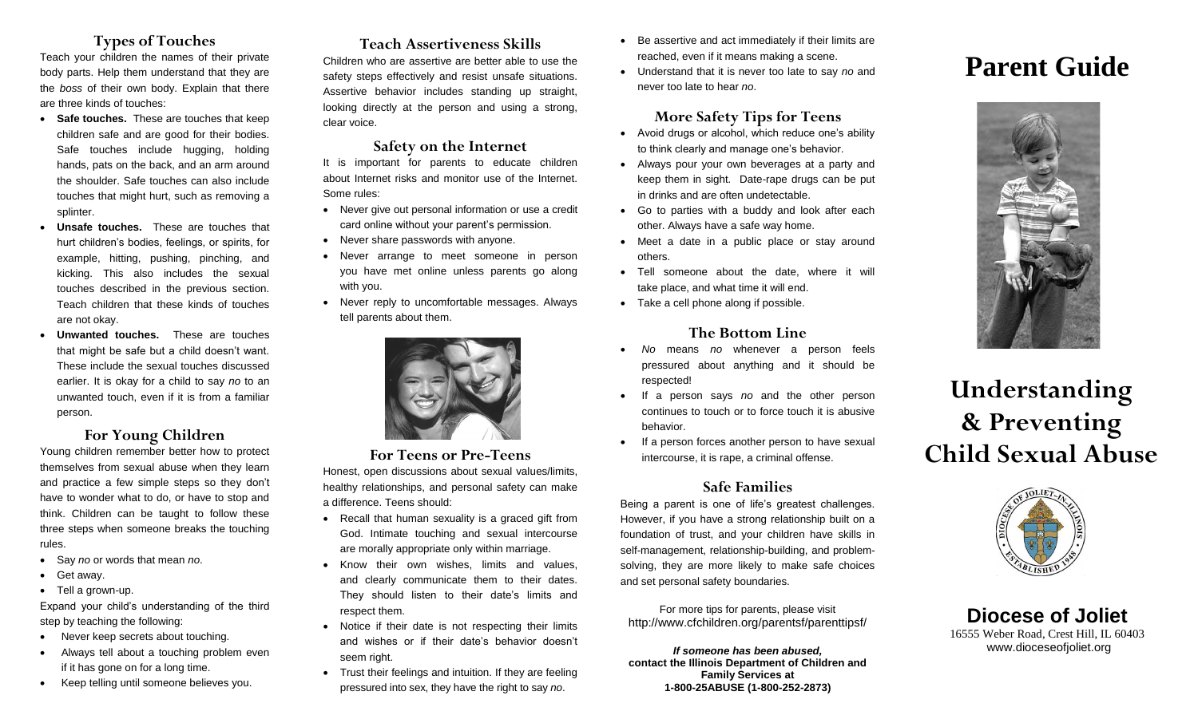## Types of Touches

Teach your children the names of their private body parts. Help them understand that they are the *boss* of their own body. Explain that there are three kinds of touches:

- **Safe touches.** These are touches that keep children safe and are good for their bodies. Safe touches include hugging, holding hands, pats on the back, and an arm around the shoulder. Safe touches can also include touches that might hurt, such as removing a splinter.
- **Unsafe touches.** These are touches that hurt children's bodies, feelings, or spirits, for example, hitting, pushing, pinching, and kicking. This also includes the sexual touches described in the previous section. Teach children that these kinds of touches are not okay.
- **Unwanted touches.** These are touches that might be safe but a child doesn't want. These include the sexual touches discussed earlier. It is okay for a child to say *no* to an unwanted touch, even if it is from a familiar person.

## For Young Children

Young children remember better how to protect themselves from sexual abuse when they learn and practice a few simple steps so they don't have to wonder what to do, or have to stop and think. Children can be taught to follow these three steps when someone breaks the touching rules.

- Say *no* or words that mean *no*.
- Get away.
- Tell a grown-up.

Expand your child's understanding of the third step by teaching the following:

- Never keep secrets about touching.
- Always tell about a touching problem even if it has gone on for a long time.
- Keep telling until someone believes you.

## Teach Assertiveness Skills

Children who are assertive are better able to use the safety steps effectively and resist unsafe situations. Assertive behavior includes standing up straight, looking directly at the person and using a strong, clear voice.

## Safety on the Internet

It is important for parents to educate children about Internet risks and monitor use of the Internet. Some rules:

- Never give out personal information or use a credit card online without your parent's permission.
- Never share passwords with anyone.
- Never arrange to meet someone in person you have met online unless parents go along with you.
- Never reply to uncomfortable messages. Always tell parents about them.

## For Teens or Pre-Teens

Honest, open discussions about sexual values/limits, healthy relationships, and personal safety can make a difference. Teens should:

- Recall that human sexuality is a graced gift from God. Intimate touching and sexual intercourse are morally appropriate only within marriage.
- Know their own wishes, limits and values, and clearly communicate them to their dates. They should listen to their date's limits and respect them.
- Notice if their date is not respecting their limits and wishes or if their date's behavior doesn't seem right.
- Trust their feelings and intuition. If they are feeling pressured into sex, they have the right to say *no*.
- Be assertive and act immediately if their limits are reached, even if it means making a scene.
- Understand that it is never too late to say *no* and never too late to hear *no*.

## More Safety Tips for Teens

- Avoid drugs or alcohol, which reduce one's ability to think clearly and manage one's behavior.
- Always pour your own beverages at a party and keep them in sight. Date-rape drugs can be put in drinks and are often undetectable.
- Go to parties with a buddy and look after each other. Always have a safe way home.
- Meet a date in a public place or stay around others.
- Tell someone about the date, where it will take place, and what time it will end.
- Take a cell phone along if possible.

## The Bottom Line

- *No* means *no* whenever a person feels pressured about anything and it should be respected!
- If a person says *no* and the other person continues to touch or to force touch it is abusive behavior.
- If a person forces another person to have sexual intercourse, it is rape, a criminal offense.

## Safe Families

Being a parent is one of life's greatest challenges. However, if you have a strong relationship built on a foundation of trust, and your children have skills in self-management, relationship-building, and problem-solving, they are more likely to make safe choices and set personal safety boundaries.

For more tips for parents, please visit
http://www.cfchildren.org/parentsf/parenttipsf/

***If someone has been abused,***
**contact the Illinois Department of Children and Family Services at**
**1-800-25ABUSE (1-800-252-2873)**

# Parent Guide

# Understanding & Preventing Child Sexual Abuse

**Diocese of Joliet**
16555 Weber Road, Crest Hill, IL 60403
www.dioceseofjoliet.org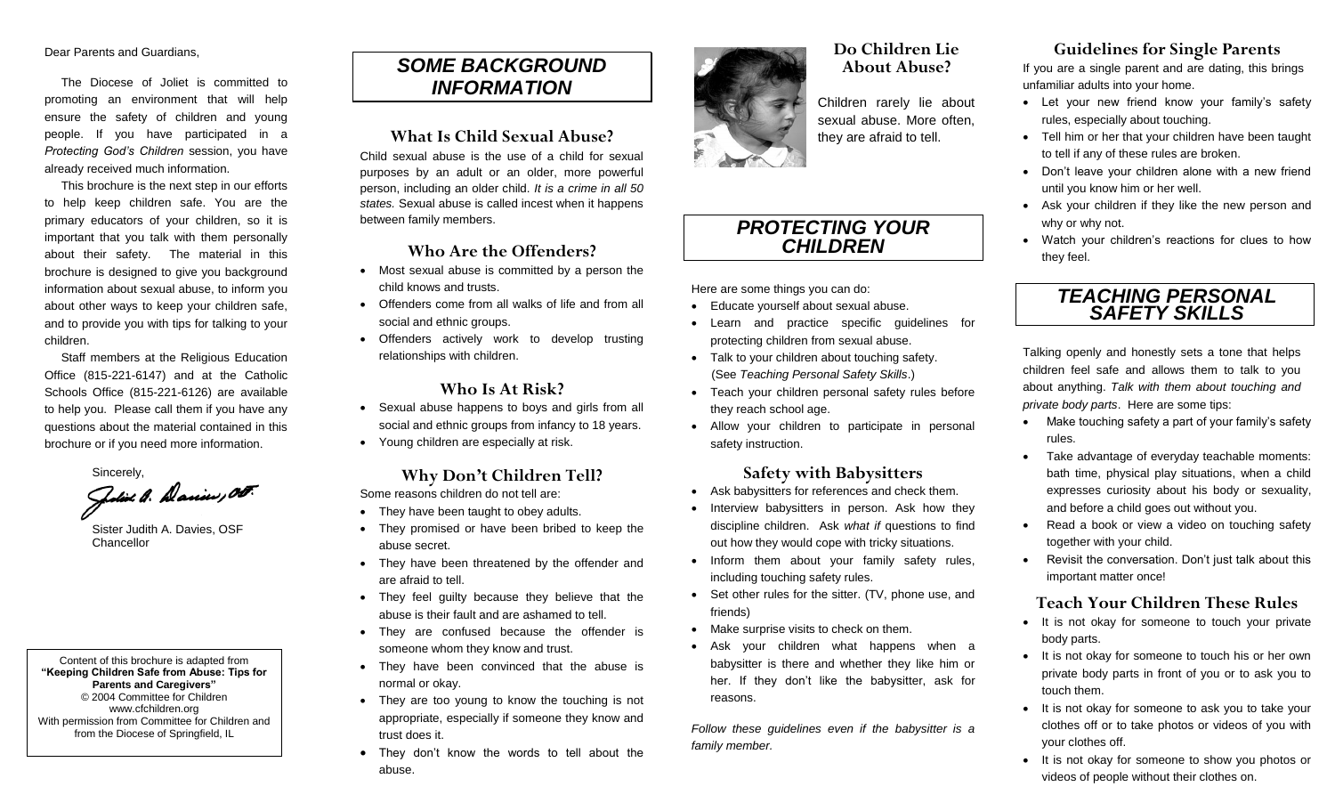Dear Parents and Guardians,

The Diocese of Joliet is committed to promoting an environment that will help ensure the safety of children and young people. If you have participated in a *Protecting God's Children* session, you have already received much information.

This brochure is the next step in our efforts to help keep children safe. You are the primary educators of your children, so it is important that you talk with them personally about their safety. The material in this brochure is designed to give you background information about sexual abuse, to inform you about other ways to keep your children safe, and to provide you with tips for talking to your children.

Staff members at the Religious Education Office (815-221-6147) and at the Catholic Schools Office (815-221-6126) are available to help you. Please call them if you have any questions about the material contained in this brochure or if you need more information.

Sincerely,

Sister Judith A. Davies, OSF
Chancellor

Content of this brochure is adapted from
**"Keeping Children Safe from Abuse: Tips for Parents and Caregivers"**
© 2004 Committee for Children
www.cfchildren.org
With permission from Committee for Children and from the Diocese of Springfield, IL

## *SOME BACKGROUND INFORMATION*

### What Is Child Sexual Abuse?

Child sexual abuse is the use of a child for sexual purposes by an adult or an older, more powerful person, including an older child. *It is a crime in all 50 states.* Sexual abuse is called incest when it happens between family members.

### Who Are the Offenders?

- Most sexual abuse is committed by a person the child knows and trusts.
- Offenders come from all walks of life and from all social and ethnic groups.
- Offenders actively work to develop trusting relationships with children.

### Who Is At Risk?

- Sexual abuse happens to boys and girls from all social and ethnic groups from infancy to 18 years.
- Young children are especially at risk.

### Why Don't Children Tell?

Some reasons children do not tell are:

- They have been taught to obey adults.
- They promised or have been bribed to keep the abuse secret.
- They have been threatened by the offender and are afraid to tell.
- They feel guilty because they believe that the abuse is their fault and are ashamed to tell.
- They are confused because the offender is someone whom they know and trust.
- They have been convinced that the abuse is normal or okay.
- They are too young to know the touching is not appropriate, especially if someone they know and trust does it.
- They don't know the words to tell about the abuse.

### Do Children Lie About Abuse?

Children rarely lie about sexual abuse. More often, they are afraid to tell.

## *PROTECTING YOUR CHILDREN*

Here are some things you can do:

- Educate yourself about sexual abuse.
- Learn and practice specific guidelines for protecting children from sexual abuse.
- Talk to your children about touching safety. (See *Teaching Personal Safety Skills*.)
- Teach your children personal safety rules before they reach school age.
- Allow your children to participate in personal safety instruction.

### Safety with Babysitters

- Ask babysitters for references and check them.
- Interview babysitters in person. Ask how they discipline children. Ask *what if* questions to find out how they would cope with tricky situations.
- Inform them about your family safety rules, including touching safety rules.
- Set other rules for the sitter. (TV, phone use, and friends)
- Make surprise visits to check on them.
- Ask your children what happens when a babysitter is there and whether they like him or her. If they don't like the babysitter, ask for reasons.

*Follow these guidelines even if the babysitter is a family member.*

### Guidelines for Single Parents

If you are a single parent and are dating, this brings unfamiliar adults into your home.

- Let your new friend know your family's safety rules, especially about touching.
- Tell him or her that your children have been taught to tell if any of these rules are broken.
- Don't leave your children alone with a new friend until you know him or her well.
- Ask your children if they like the new person and why or why not.
- Watch your children's reactions for clues to how they feel.

## *TEACHING PERSONAL SAFETY SKILLS*

Talking openly and honestly sets a tone that helps children feel safe and allows them to talk to you about anything. *Talk with them about touching and private body parts*. Here are some tips:

- Make touching safety a part of your family's safety rules.
- Take advantage of everyday teachable moments: bath time, physical play situations, when a child expresses curiosity about his body or sexuality, and before a child goes out without you.
- Read a book or view a video on touching safety together with your child.
- Revisit the conversation. Don't just talk about this important matter once!

### Teach Your Children These Rules

- It is not okay for someone to touch your private body parts.
- It is not okay for someone to touch his or her own private body parts in front of you or to ask you to touch them.
- It is not okay for someone to ask you to take your clothes off or to take photos or videos of you with your clothes off.
- It is not okay for someone to show you photos or videos of people without their clothes on.